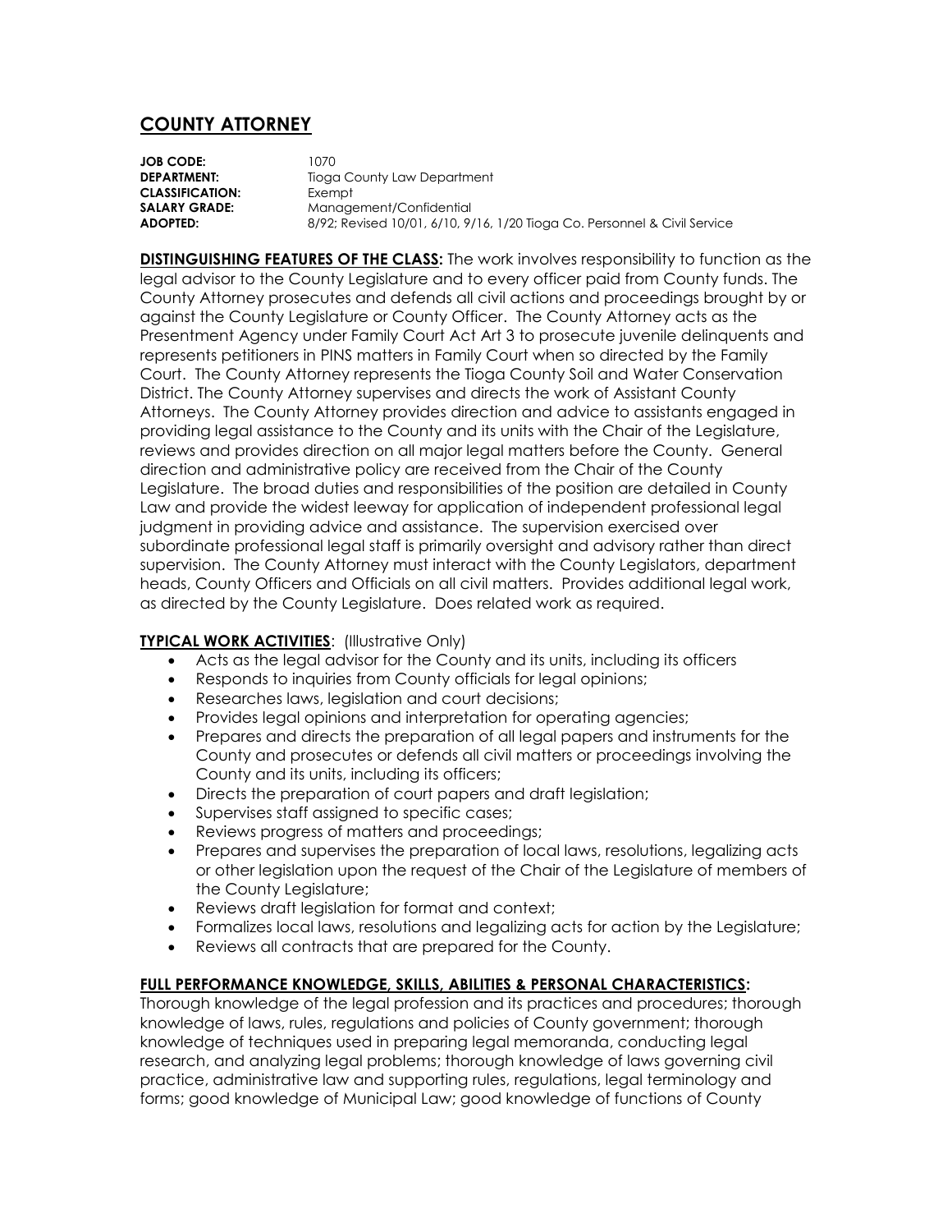# COUNTY ATTORNEY

**JOB CODE:** 1070
**DEPARTMENT:** Tioga County Law Department
**CLASSIFICATION:** Exempt
**SALARY GRADE:** Management/Confidential
**ADOPTED:** 8/92; Revised 10/01, 6/10, 9/16, 1/20 Tioga Co. Personnel & Civil Service

**DISTINGUISHING FEATURES OF THE CLASS:** The work involves responsibility to function as the legal advisor to the County Legislature and to every officer paid from County funds. The County Attorney prosecutes and defends all civil actions and proceedings brought by or against the County Legislature or County Officer. The County Attorney acts as the Presentment Agency under Family Court Act Art 3 to prosecute juvenile delinquents and represents petitioners in PINS matters in Family Court when so directed by the Family Court. The County Attorney represents the Tioga County Soil and Water Conservation District. The County Attorney supervises and directs the work of Assistant County Attorneys. The County Attorney provides direction and advice to assistants engaged in providing legal assistance to the County and its units with the Chair of the Legislature, reviews and provides direction on all major legal matters before the County. General direction and administrative policy are received from the Chair of the County Legislature. The broad duties and responsibilities of the position are detailed in County Law and provide the widest leeway for application of independent professional legal judgment in providing advice and assistance. The supervision exercised over subordinate professional legal staff is primarily oversight and advisory rather than direct supervision. The County Attorney must interact with the County Legislators, department heads, County Officers and Officials on all civil matters. Provides additional legal work, as directed by the County Legislature. Does related work as required.

**TYPICAL WORK ACTIVITIES**: (Illustrative Only)

- Acts as the legal advisor for the County and its units, including its officers
- Responds to inquiries from County officials for legal opinions;
- Researches laws, legislation and court decisions;
- Provides legal opinions and interpretation for operating agencies;
- Prepares and directs the preparation of all legal papers and instruments for the County and prosecutes or defends all civil matters or proceedings involving the County and its units, including its officers;
- Directs the preparation of court papers and draft legislation;
- Supervises staff assigned to specific cases;
- Reviews progress of matters and proceedings;
- Prepares and supervises the preparation of local laws, resolutions, legalizing acts or other legislation upon the request of the Chair of the Legislature of members of the County Legislature;
- Reviews draft legislation for format and context;
- Formalizes local laws, resolutions and legalizing acts for action by the Legislature;
- Reviews all contracts that are prepared for the County.

**FULL PERFORMANCE KNOWLEDGE, SKILLS, ABILITIES & PERSONAL CHARACTERISTICS:**

Thorough knowledge of the legal profession and its practices and procedures; thorough knowledge of laws, rules, regulations and policies of County government; thorough knowledge of techniques used in preparing legal memoranda, conducting legal research, and analyzing legal problems; thorough knowledge of laws governing civil practice, administrative law and supporting rules, regulations, legal terminology and forms; good knowledge of Municipal Law; good knowledge of functions of County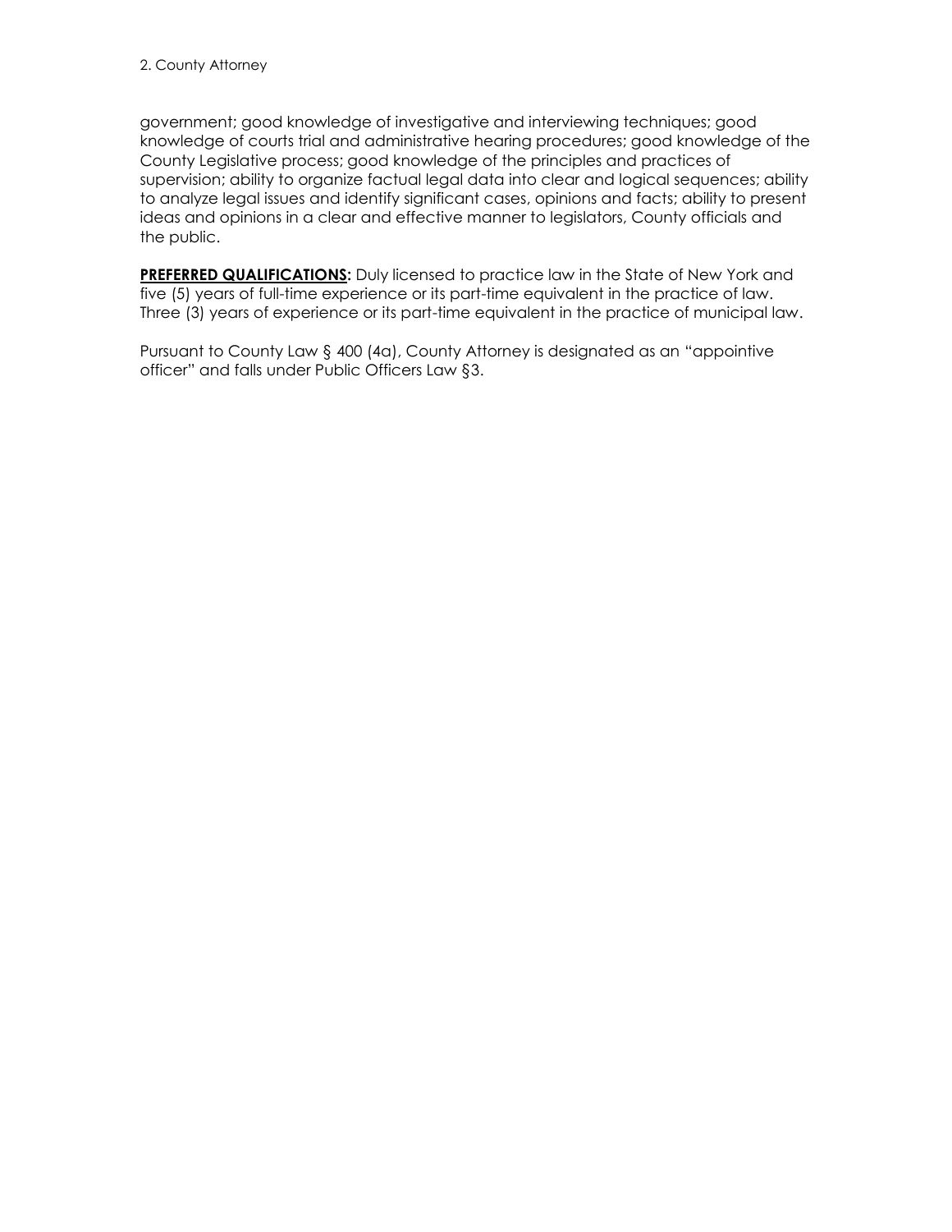government; good knowledge of investigative and interviewing techniques; good knowledge of courts trial and administrative hearing procedures; good knowledge of the County Legislative process; good knowledge of the principles and practices of supervision; ability to organize factual legal data into clear and logical sequences; ability to analyze legal issues and identify significant cases, opinions and facts; ability to present ideas and opinions in a clear and effective manner to legislators, County officials and the public.

**PREFERRED QUALIFICATIONS:** Duly licensed to practice law in the State of New York and five (5) years of full-time experience or its part-time equivalent in the practice of law. Three (3) years of experience or its part-time equivalent in the practice of municipal law.

Pursuant to County Law § 400 (4a), County Attorney is designated as an "appointive officer" and falls under Public Officers Law §3.